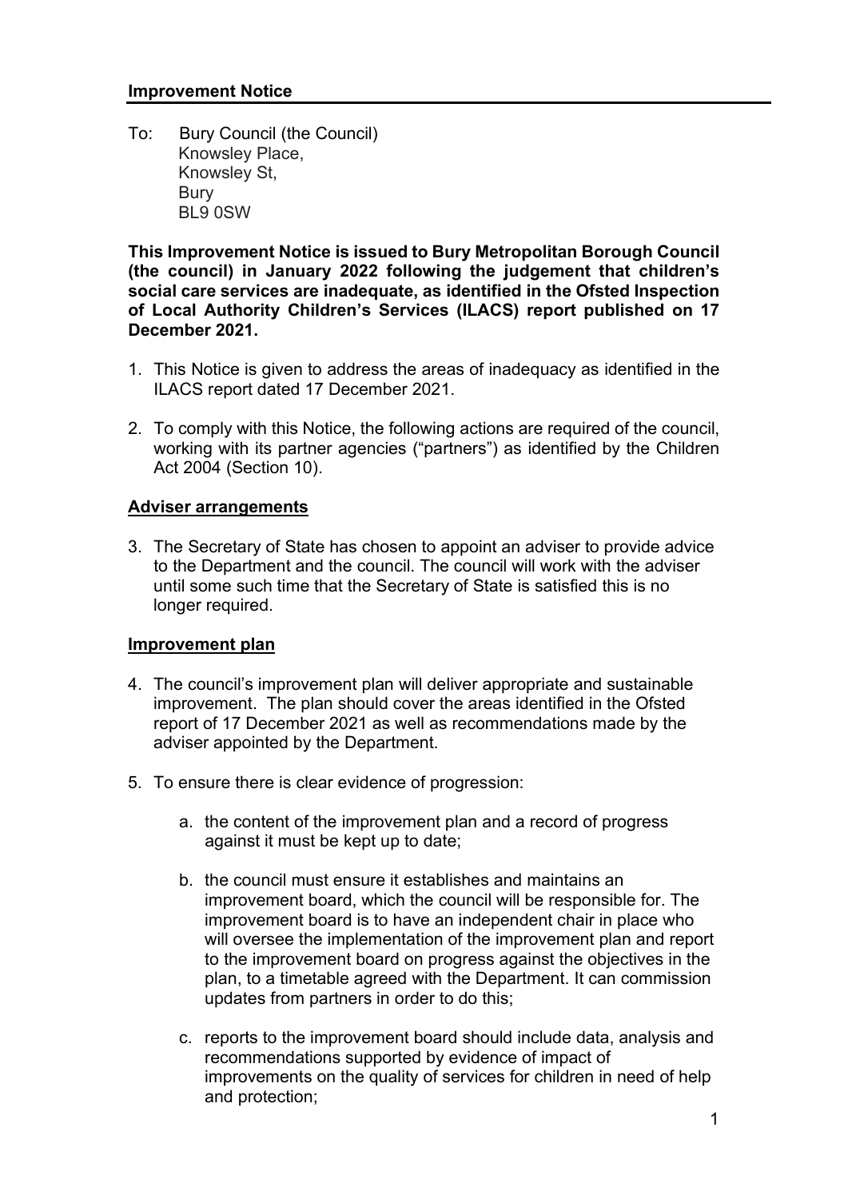## Improvement Notice

To: Bury Council (the Council)
Knowsley Place,
Knowsley St,
Bury
BL9 0SW

**This Improvement Notice is issued to Bury Metropolitan Borough Council (the council) in January 2022 following the judgement that children's social care services are inadequate, as identified in the Ofsted Inspection of Local Authority Children's Services (ILACS) report published on 17 December 2021.**

1. This Notice is given to address the areas of inadequacy as identified in the ILACS report dated 17 December 2021.

2. To comply with this Notice, the following actions are required of the council, working with its partner agencies ("partners") as identified by the Children Act 2004 (Section 10).

### Adviser arrangements

3. The Secretary of State has chosen to appoint an adviser to provide advice to the Department and the council. The council will work with the adviser until some such time that the Secretary of State is satisfied this is no longer required.

### Improvement plan

4. The council's improvement plan will deliver appropriate and sustainable improvement. The plan should cover the areas identified in the Ofsted report of 17 December 2021 as well as recommendations made by the adviser appointed by the Department.

5. To ensure there is clear evidence of progression:

    a. the content of the improvement plan and a record of progress against it must be kept up to date;

    b. the council must ensure it establishes and maintains an improvement board, which the council will be responsible for. The improvement board is to have an independent chair in place who will oversee the implementation of the improvement plan and report to the improvement board on progress against the objectives in the plan, to a timetable agreed with the Department. It can commission updates from partners in order to do this;

    c. reports to the improvement board should include data, analysis and recommendations supported by evidence of impact of improvements on the quality of services for children in need of help and protection;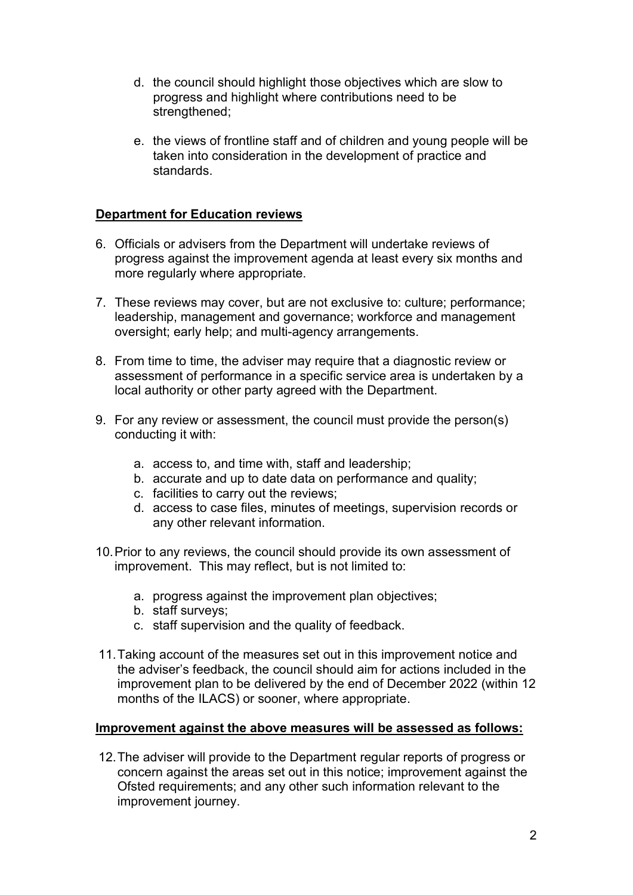d. the council should highlight those objectives which are slow to progress and highlight where contributions need to be strengthened;

e. the views of frontline staff and of children and young people will be taken into consideration in the development of practice and standards.

**Department for Education reviews**

6. Officials or advisers from the Department will undertake reviews of progress against the improvement agenda at least every six months and more regularly where appropriate.

7. These reviews may cover, but are not exclusive to: culture; performance; leadership, management and governance; workforce and management oversight; early help; and multi-agency arrangements.

8. From time to time, the adviser may require that a diagnostic review or assessment of performance in a specific service area is undertaken by a local authority or other party agreed with the Department.

9. For any review or assessment, the council must provide the person(s) conducting it with:

   a. access to, and time with, staff and leadership;
   b. accurate and up to date data on performance and quality;
   c. facilities to carry out the reviews;
   d. access to case files, minutes of meetings, supervision records or any other relevant information.

10. Prior to any reviews, the council should provide its own assessment of improvement. This may reflect, but is not limited to:

    a. progress against the improvement plan objectives;
    b. staff surveys;
    c. staff supervision and the quality of feedback.

11. Taking account of the measures set out in this improvement notice and the adviser's feedback, the council should aim for actions included in the improvement plan to be delivered by the end of December 2022 (within 12 months of the ILACS) or sooner, where appropriate.

**Improvement against the above measures will be assessed as follows:**

12. The adviser will provide to the Department regular reports of progress or concern against the areas set out in this notice; improvement against the Ofsted requirements; and any other such information relevant to the improvement journey.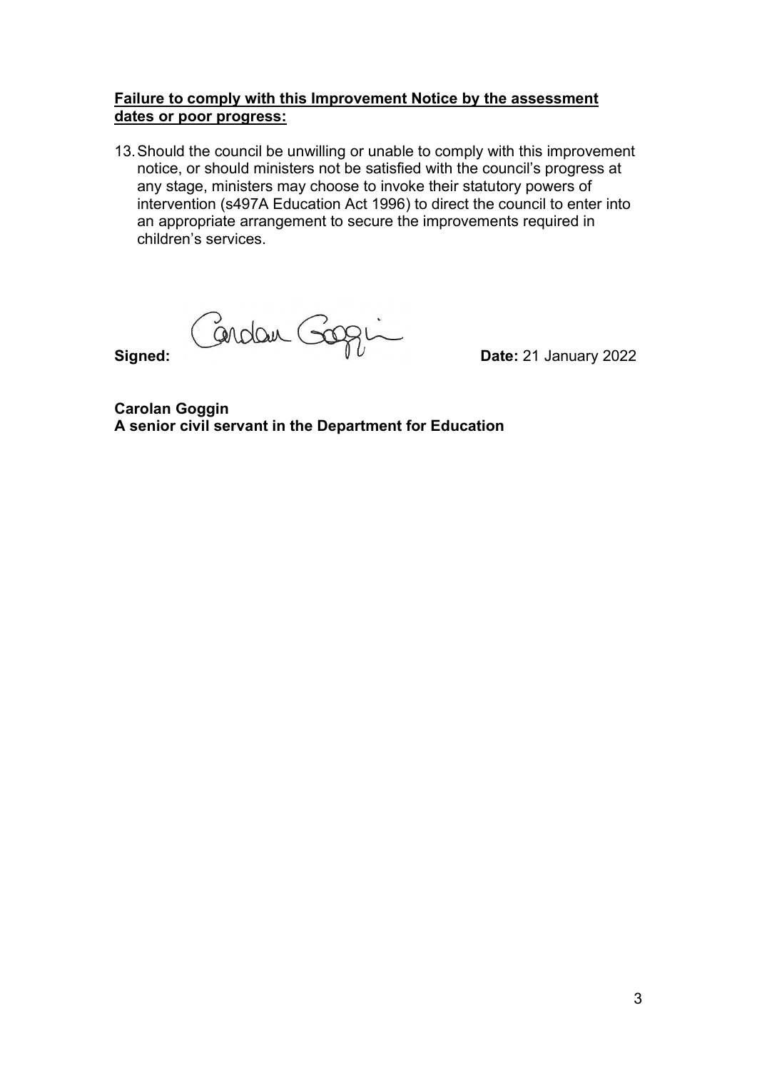**Failure to comply with this Improvement Notice by the assessment dates or poor progress:**

13. Should the council be unwilling or unable to comply with this improvement notice, or should ministers not be satisfied with the council's progress at any stage, ministers may choose to invoke their statutory powers of intervention (s497A Education Act 1996) to direct the council to enter into an appropriate arrangement to secure the improvements required in children's services.

**Signed:** Carolan Goggin **Date:** 21 January 2022

**Carolan Goggin**
**A senior civil servant in the Department for Education**